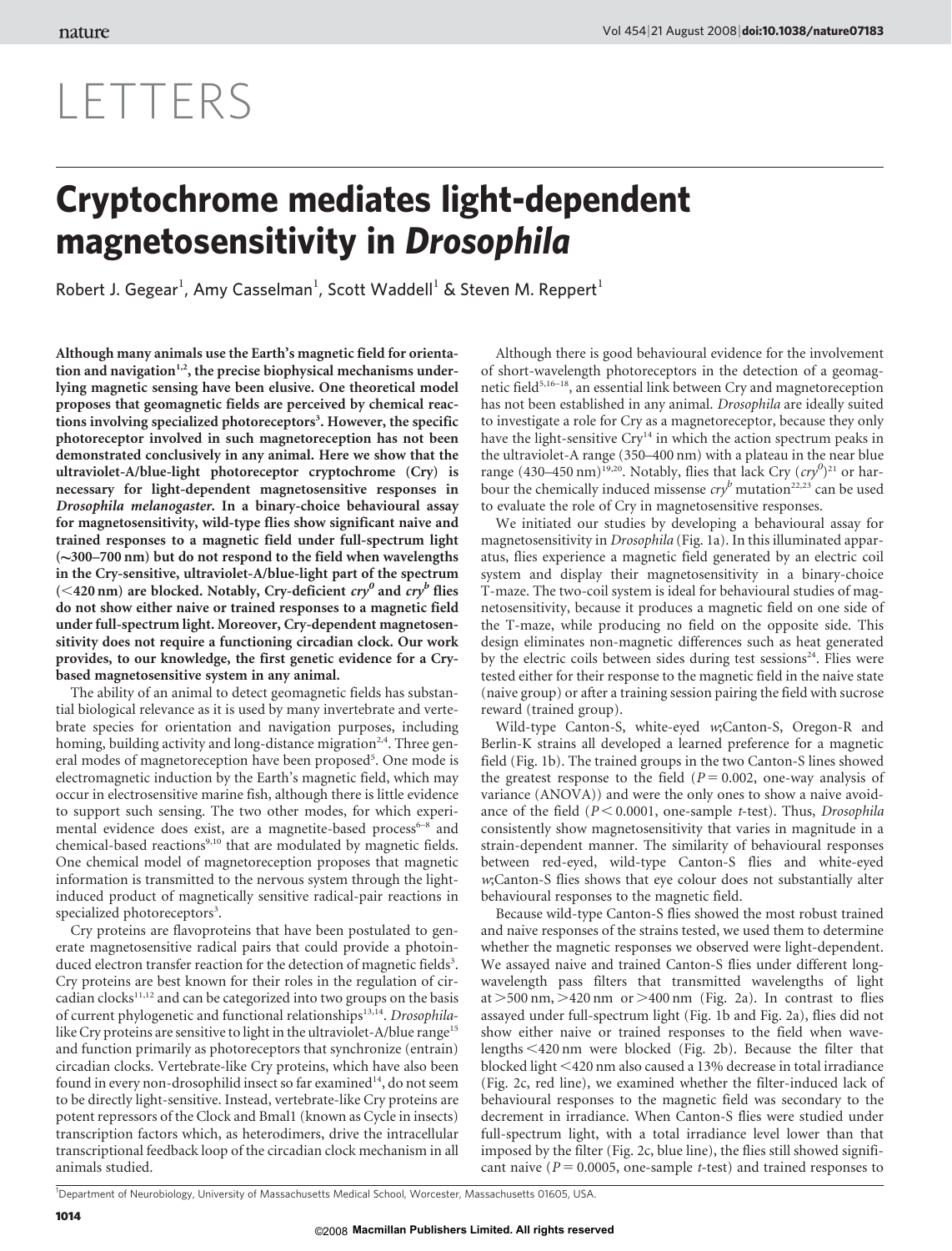# LETTERS

# Cryptochrome mediates light-dependent magnetosensitivity in *Drosophila*

Robert J. Gegear[1], Amy Casselman[1], Scott Waddell[1] & Steven M. Reppert[1]

**Although many animals use the Earth's magnetic field for orientation and navigation[1,2], the precise biophysical mechanisms underlying magnetic sensing have been elusive. One theoretical model proposes that geomagnetic fields are perceived by chemical reactions involving specialized photoreceptors[3]. However, the specific photoreceptor involved in such magnetoreception has not been demonstrated conclusively in any animal. Here we show that the ultraviolet-A/blue-light photoreceptor cryptochrome (Cry) is necessary for light-dependent magnetosensitive responses in *Drosophila melanogaster*. In a binary-choice behavioural assay for magnetosensitivity, wild-type flies show significant naive and trained responses to a magnetic field under full-spectrum light (~300–700 nm) but do not respond to the field when wavelengths in the Cry-sensitive, ultraviolet-A/blue-light part of the spectrum (<420 nm) are blocked. Notably, Cry-deficient *cry*$^{0}$ and *cry*$^{b}$ flies do not show either naive or trained responses to a magnetic field under full-spectrum light. Moreover, Cry-dependent magnetosensitivity does not require a functioning circadian clock. Our work provides, to our knowledge, the first genetic evidence for a Cry-based magnetosensitive system in any animal.**

The ability of an animal to detect geomagnetic fields has substantial biological relevance as it is used by many invertebrate and vertebrate species for orientation and navigation purposes, including homing, building activity and long-distance migration[2,4]. Three general modes of magnetoreception have been proposed[5]. One mode is electromagnetic induction by the Earth's magnetic field, which may occur in electrosensitive marine fish, although there is little evidence to support such sensing. The two other modes, for which experimental evidence does exist, are a magnetite-based process[6–8] and chemical-based reactions[9,10] that are modulated by magnetic fields. One chemical model of magnetoreception proposes that magnetic information is transmitted to the nervous system through the light-induced product of magnetically sensitive radical-pair reactions in specialized photoreceptors[3].

Cry proteins are flavoproteins that have been postulated to generate magnetosensitive radical pairs that could provide a photoinduced electron transfer reaction for the detection of magnetic fields[3]. Cry proteins are best known for their roles in the regulation of circadian clocks[11,12] and can be categorized into two groups on the basis of current phylogenetic and functional relationships[13,14]. *Drosophila*-like Cry proteins are sensitive to light in the ultraviolet-A/blue range[15] and function primarily as photoreceptors that synchronize (entrain) circadian clocks. Vertebrate-like Cry proteins, which have also been found in every non-drosophilid insect so far examined[14], do not seem to be directly light-sensitive. Instead, vertebrate-like Cry proteins are potent repressors of the Clock and Bmal1 (known as Cycle in insects) transcription factors which, as heterodimers, drive the intracellular transcriptional feedback loop of the circadian clock mechanism in all animals studied.

Although there is good behavioural evidence for the involvement of short-wavelength photoreceptors in the detection of a geomagnetic field[5,16–18], an essential link between Cry and magnetoreception has not been established in any animal. *Drosophila* are ideally suited to investigate a role for Cry as a magnetoreceptor, because they only have the light-sensitive Cry[14] in which the action spectrum peaks in the ultraviolet-A range (350–400 nm) with a plateau in the near blue range (430–450 nm)[19,20]. Notably, flies that lack Cry (*cry*$^{0}$)[21] or harbour the chemically induced missense *cry*$^{b}$ mutation[22,23] can be used to evaluate the role of Cry in magnetosensitive responses.

We initiated our studies by developing a behavioural assay for magnetosensitivity in *Drosophila* (Fig. 1a). In this illuminated apparatus, flies experience a magnetic field generated by an electric coil system and display their magnetosensitivity in a binary-choice T-maze. The two-coil system is ideal for behavioural studies of magnetosensitivity, because it produces a magnetic field on one side of the T-maze, while producing no field on the opposite side. This design eliminates non-magnetic differences such as heat generated by the electric coils between sides during test sessions[24]. Flies were tested either for their response to the magnetic field in the naive state (naive group) or after a training session pairing the field with sucrose reward (trained group).

Wild-type Canton-S, white-eyed *w*;Canton-S, Oregon-R and Berlin-K strains all developed a learned preference for a magnetic field (Fig. 1b). The trained groups in the two Canton-S lines showed the greatest response to the field ($P = 0.002$, one-way analysis of variance (ANOVA)) and were the only ones to show a naive avoidance of the field ($P < 0.0001$, one-sample *t*-test). Thus, *Drosophila* consistently show magnetosensitivity that varies in magnitude in a strain-dependent manner. The similarity of behavioural responses between red-eyed, wild-type Canton-S flies and white-eyed *w*;Canton-S flies shows that eye colour does not substantially alter behavioural responses to the magnetic field.

Because wild-type Canton-S flies showed the most robust trained and naive responses of the strains tested, we used them to determine whether the magnetic responses we observed were light-dependent. We assayed naive and trained Canton-S flies under different long-wavelength pass filters that transmitted wavelengths of light at >500 nm, >420 nm or >400 nm (Fig. 2a). In contrast to flies assayed under full-spectrum light (Fig. 1b and Fig. 2a), flies did not show either naive or trained responses to the field when wavelengths <420 nm were blocked (Fig. 2b). Because the filter that blocked light <420 nm also caused a 13% decrease in total irradiance (Fig. 2c, red line), we examined whether the filter-induced lack of behavioural responses to the magnetic field was secondary to the decrement in irradiance. When Canton-S flies were studied under full-spectrum light, with a total irradiance level lower than that imposed by the filter (Fig. 2c, blue line), the flies still showed significant naive ($P = 0.0005$, one-sample *t*-test) and trained responses to

[1]Department of Neurobiology, University of Massachusetts Medical School, Worcester, Massachusetts 01605, USA.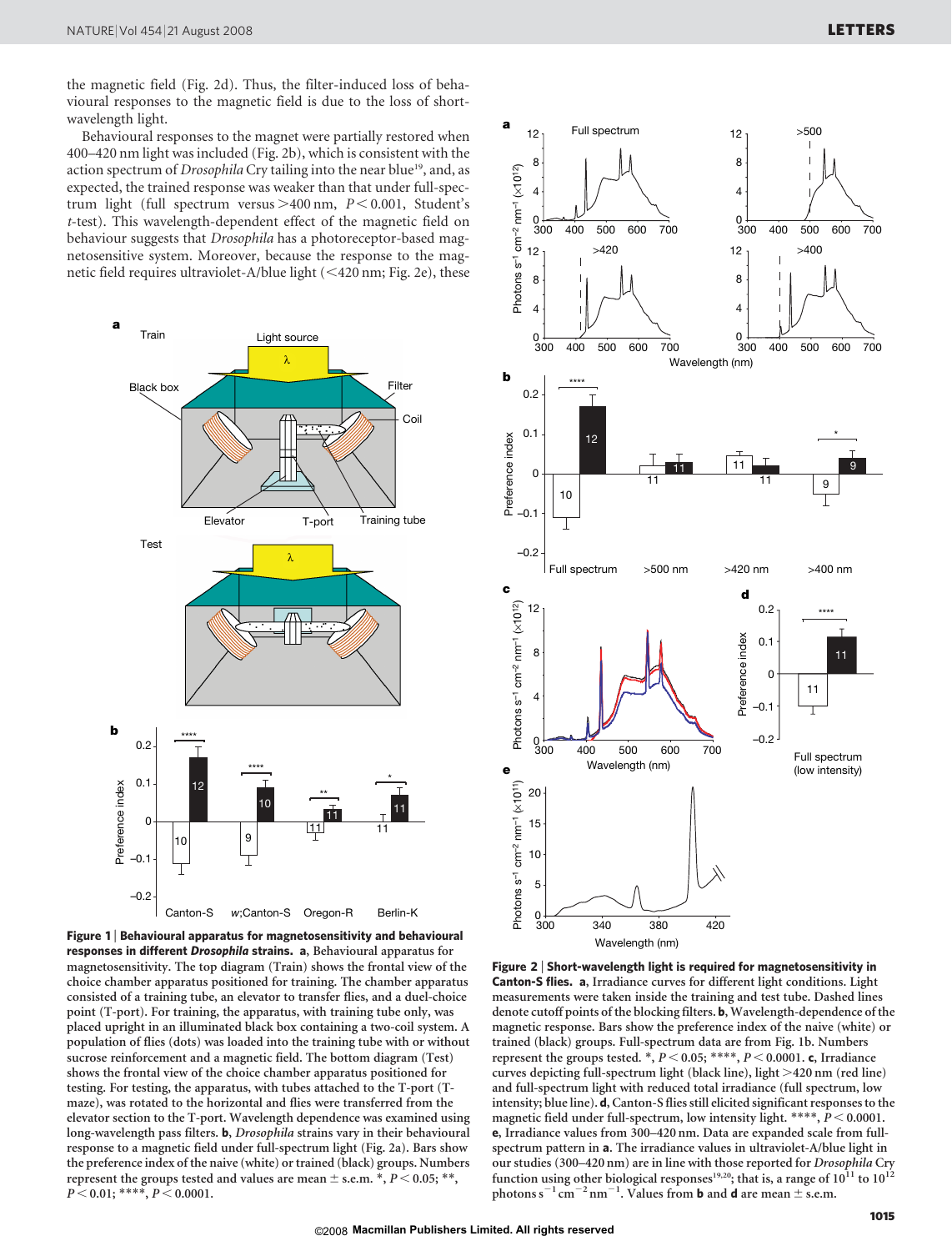the magnetic field (Fig. 2d). Thus, the filter-induced loss of behavioural responses to the magnetic field is due to the loss of short-wavelength light.

Behavioural responses to the magnet were partially restored when 400–420 nm light was included (Fig. 2b), which is consistent with the action spectrum of *Drosophila* Cry tailing into the near blue[19], and, as expected, the trained response was weaker than that under full-spectrum light (full spectrum versus >400 nm, $P < 0.001$, Student's *t*-test). This wavelength-dependent effect of the magnetic field on behaviour suggests that *Drosophila* has a photoreceptor-based magnetosensitive system. Moreover, because the response to the magnetic field requires ultraviolet-A/blue light (<420 nm; Fig. 2e), these

**Figure 1 | Behavioural apparatus for magnetosensitivity and behavioural responses in different *Drosophila* strains.** **a**, Behavioural apparatus for magnetosensitivity. The top diagram (Train) shows the frontal view of the choice chamber apparatus positioned for training. The chamber apparatus consisted of a training tube, an elevator to transfer flies, and a duel-choice point (T-port). For training, the apparatus, with training tube only, was placed upright in an illuminated black box containing a two-coil system. A population of flies (dots) was loaded into the training tube with or without sucrose reinforcement and a magnetic field. The bottom diagram (Test) shows the frontal view of the choice chamber apparatus positioned for testing. For testing, the apparatus, with tubes attached to the T-port (T-maze), was rotated to the horizontal and flies were transferred from the elevator section to the T-port. Wavelength dependence was examined using long-wavelength pass filters. **b**, *Drosophila* strains vary in their behavioural response to a magnetic field under full-spectrum light (Fig. 2a). Bars show the preference index of the naive (white) or trained (black) groups. Numbers represent the groups tested and values are mean ± s.e.m. *, $P < 0.05$; **, $P < 0.01$; ****, $P < 0.0001$.

**Figure 2 | Short-wavelength light is required for magnetosensitivity in Canton-S flies.** **a**, Irradiance curves for different light conditions. Light measurements were taken inside the training and test tube. Dashed lines denote cutoff points of the blocking filters. **b**, Wavelength-dependence of the magnetic response. Bars show the preference index of the naive (white) or trained (black) groups. Full-spectrum data are from Fig. 1b. Numbers represent the groups tested. *, $P < 0.05$; ****, $P < 0.0001$. **c**, Irradiance curves depicting full-spectrum light (black line), light >420 nm (red line) and full-spectrum light with reduced total irradiance (full spectrum, low intensity; blue line). **d**, Canton-S flies still elicited significant responses to the magnetic field under full-spectrum, low intensity light. ****, $P < 0.0001$. **e**, Irradiance values from 300–420 nm. Data are expanded scale from full-spectrum pattern in **a**. The irradiance values in ultraviolet-A/blue light in our studies (300–420 nm) are in line with those reported for *Drosophila* Cry function using other biological responses[19,20]; that is, a range of $10^{11}$ to $10^{12}$ photons $s^{-1}$ $cm^{-2}$ $nm^{-1}$. Values from **b** and **d** are mean ± s.e.m.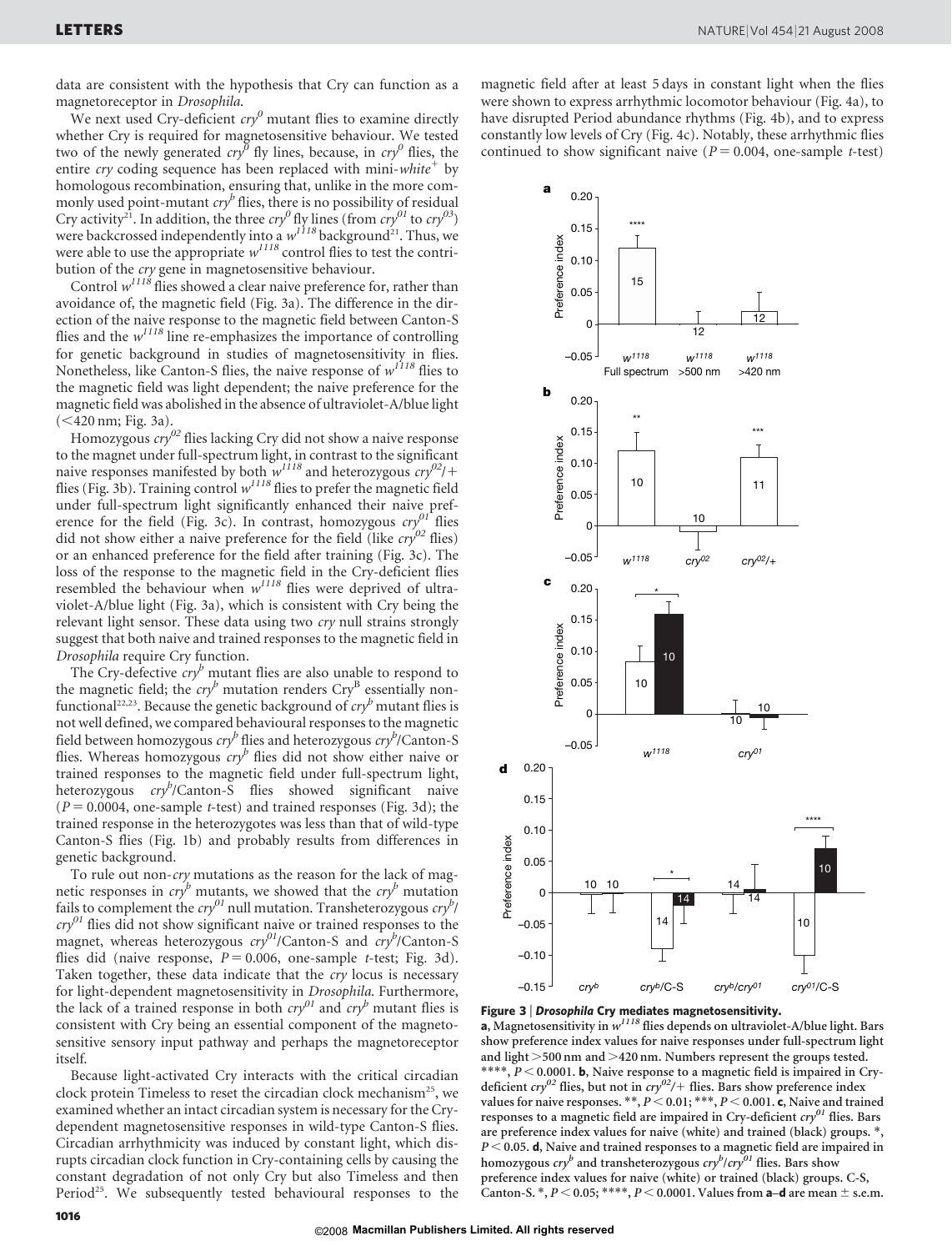data are consistent with the hypothesis that Cry can function as a magnetoreceptor in *Drosophila*.

We next used Cry-deficient $cry^0$ mutant flies to examine directly whether Cry is required for magnetosensitive behaviour. We tested two of the newly generated $cry^0$ fly lines, because, in $cry^0$ flies, the entire *cry* coding sequence has been replaced with mini-*white*$^+$ by homologous recombination, ensuring that, unlike in the more commonly used point-mutant $cry^b$ flies, there is no possibility of residual Cry activity[21]. In addition, the three $cry^0$ fly lines (from $cry^{01}$ to $cry^{03}$) were backcrossed independently into a $w^{1118}$ background[21]. Thus, we were able to use the appropriate $w^{1118}$ control flies to test the contribution of the *cry* gene in magnetosensitive behaviour.

Control $w^{1118}$ flies showed a clear naive preference for, rather than avoidance of, the magnetic field (Fig. 3a). The difference in the direction of the naive response to the magnetic field between Canton-S flies and the $w^{1118}$ line re-emphasizes the importance of controlling for genetic background in studies of magnetosensitivity in flies. Nonetheless, like Canton-S flies, the naive response of $w^{1118}$ flies to the magnetic field was light dependent; the naive preference for the magnetic field was abolished in the absence of ultraviolet-A/blue light (<420 nm; Fig. 3a).

Homozygous $cry^{02}$ flies lacking Cry did not show a naive response to the magnet under full-spectrum light, in contrast to the significant naive responses manifested by both $w^{1118}$ and heterozygous $cry^{02}/+$ flies (Fig. 3b). Training control $w^{1118}$ flies to prefer the magnetic field under full-spectrum light significantly enhanced their naive preference for the field (Fig. 3c). In contrast, homozygous $cry^{01}$ flies did not show either a naive preference for the field (like $cry^{02}$ flies) or an enhanced preference for the field after training (Fig. 3c). The loss of the response to the magnetic field in the Cry-deficient flies resembled the behaviour when $w^{1118}$ flies were deprived of ultraviolet-A/blue light (Fig. 3a), which is consistent with Cry being the relevant light sensor. These data using two *cry* null strains strongly suggest that both naive and trained responses to the magnetic field in *Drosophila* require Cry function.

The Cry-defective $cry^b$ mutant flies are also unable to respond to the magnetic field; the $cry^b$ mutation renders $Cry^B$ essentially nonfunctional[22,23]. Because the genetic background of $cry^b$ mutant flies is not well defined, we compared behavioural responses to the magnetic field between homozygous $cry^b$ flies and heterozygous $cry^b$/Canton-S flies. Whereas homozygous $cry^b$ flies did not show either naive or trained responses to the magnetic field under full-spectrum light, heterozygous $cry^b$/Canton-S flies showed significant naive ($P = 0.0004$, one-sample *t*-test) and trained responses (Fig. 3d); the trained response in the heterozygotes was less than that of wild-type Canton-S flies (Fig. 1b) and probably results from differences in genetic background.

To rule out non-*cry* mutations as the reason for the lack of magnetic responses in $cry^b$ mutants, we showed that the $cry^b$ mutation fails to complement the $cry^{01}$ null mutation. Transheterozygous $cry^b/cry^{01}$ flies did not show significant naive or trained responses to the magnet, whereas heterozygous $cry^{01}$/Canton-S and $cry^b$/Canton-S flies did (naive response, $P = 0.006$, one-sample *t*-test; Fig. 3d). Taken together, these data indicate that the *cry* locus is necessary for light-dependent magnetosensitivity in *Drosophila*. Furthermore, the lack of a trained response in both $cry^{01}$ and $cry^b$ mutant flies is consistent with Cry being an essential component of the magnetosensitive sensory input pathway and perhaps the magnetoreceptor itself.

Because light-activated Cry interacts with the critical circadian clock protein Timeless to reset the circadian clock mechanism[25], we examined whether an intact circadian system is necessary for the Cry-dependent magnetosensitive responses in wild-type Canton-S flies. Circadian arrhythmicity was induced by constant light, which disrupts circadian clock function in Cry-containing cells by causing the constant degradation of not only Cry but also Timeless and then Period[25]. We subsequently tested behavioural responses to the magnetic field after at least 5 days in constant light when the flies were shown to express arrhythmic locomotor behaviour (Fig. 4a), to have disrupted Period abundance rhythms (Fig. 4b), and to express constantly low levels of Cry (Fig. 4c). Notably, these arrhythmic flies continued to show significant naive ($P = 0.004$, one-sample *t*-test)

**Figure 3 | *Drosophila* Cry mediates magnetosensitivity.** **a**, Magnetosensitivity in $w^{1118}$ flies depends on ultraviolet-A/blue light. Bars show preference index values for naive responses under full-spectrum light and light >500 nm and >420 nm. Numbers represent the groups tested. ****, $P < 0.0001$. **b**, Naive response to a magnetic field is impaired in Cry-deficient $cry^{02}$ flies, but not in $cry^{02}/+$ flies. Bars show preference index values for naive responses. **, $P < 0.01$; ***, $P < 0.001$. **c**, Naive and trained responses to a magnetic field are impaired in Cry-deficient $cry^{01}$ flies. Bars are preference index values for naive (white) and trained (black) groups. *, $P < 0.05$. **d**, Naive and trained responses to a magnetic field are impaired in homozygous $cry^b$ and transheterozygous $cry^b/cry^{01}$ flies. Bars show preference index values for naive (white) or trained (black) groups. C-S, Canton-S. *, $P < 0.05$; ****, $P < 0.0001$. Values from **a**–**d** are mean ± s.e.m.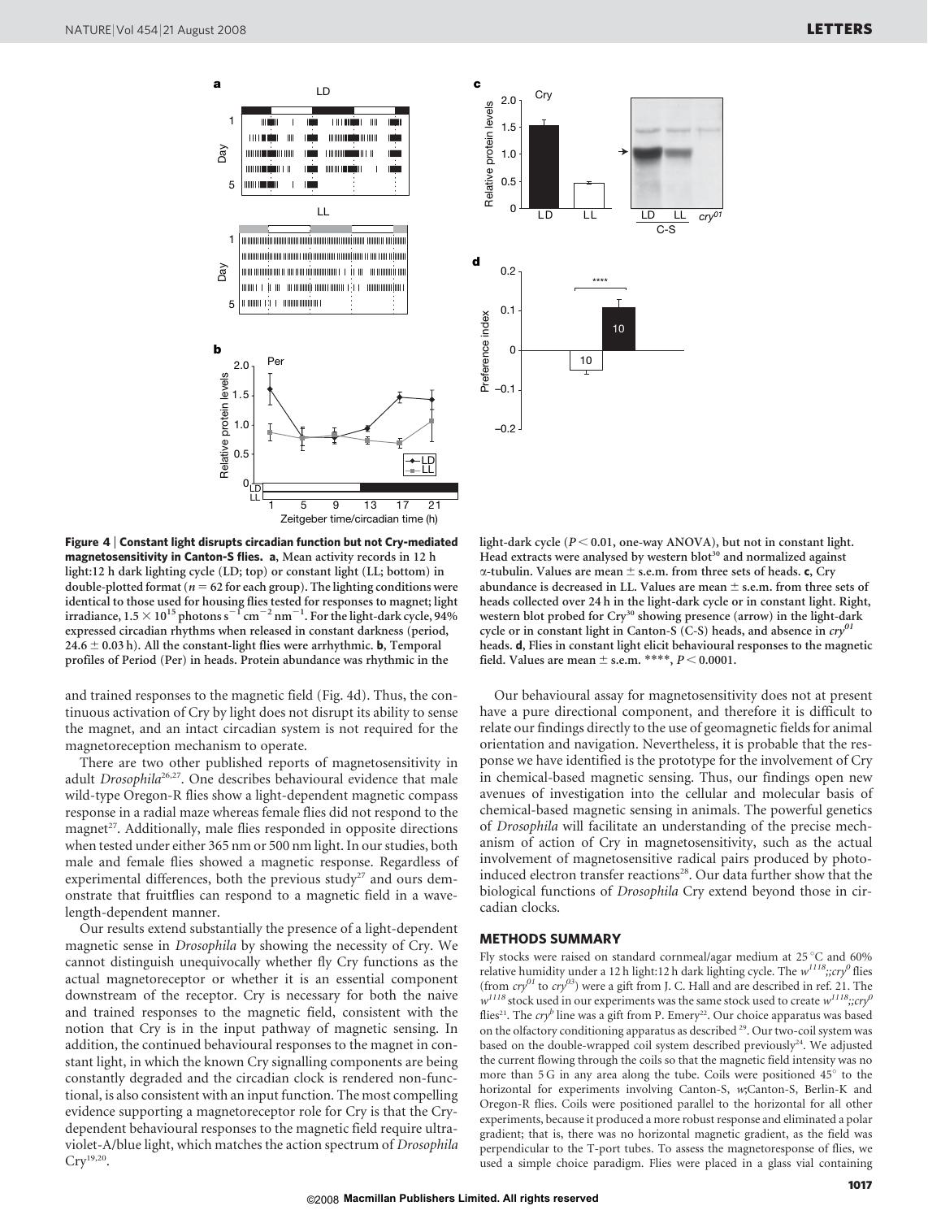**Figure 4 | Constant light disrupts circadian function but not Cry-mediated magnetosensitivity in Canton-S flies. a**, Mean activity records in 12 h light:12 h dark lighting cycle (LD; top) or constant light (LL; bottom) in double-plotted format ($n = 62$ for each group). The lighting conditions were identical to those used for housing flies tested for responses to magnet; light irradiance, $1.5 \times 10^{15}$ photons $s^{-1}$ $cm^{-2}$ $nm^{-1}$. For the light-dark cycle, 94% expressed circadian rhythms when released in constant darkness (period, $24.6 \pm 0.03$ h). All the constant-light flies were arrhythmic. **b**, Temporal profiles of Period (Per) in heads. Protein abundance was rhythmic in the light-dark cycle ($P < 0.01$, one-way ANOVA), but not in constant light. Head extracts were analysed by western blot[30] and normalized against α-tubulin. Values are mean ± s.e.m. from three sets of heads. **c**, Cry abundance is decreased in LL. Values are mean ± s.e.m. from three sets of heads collected over 24 h in the light-dark cycle or in constant light. Right, western blot probed for Cry[30] showing presence (arrow) in the light-dark cycle or in constant light in Canton-S (C-S) heads, and absence in *cry[01]* heads. **d**, Flies in constant light elicit behavioural responses to the magnetic field. Values are mean ± s.e.m. ****, $P < 0.0001$.

and trained responses to the magnetic field (Fig. 4d). Thus, the continuous activation of Cry by light does not disrupt its ability to sense the magnet, and an intact circadian system is not required for the magnetoreception mechanism to operate.

There are two other published reports of magnetosensitivity in adult *Drosophila*[26,27]. One describes behavioural evidence that male wild-type Oregon-R flies show a light-dependent magnetic compass response in a radial maze whereas female flies did not respond to the magnet[27]. Additionally, male flies responded in opposite directions when tested under either 365 nm or 500 nm light. In our studies, both male and female flies showed a magnetic response. Regardless of experimental differences, both the previous study[27] and ours demonstrate that fruitflies can respond to a magnetic field in a wavelength-dependent manner.

Our results extend substantially the presence of a light-dependent magnetic sense in *Drosophila* by showing the necessity of Cry. We cannot distinguish unequivocally whether fly Cry functions as the actual magnetoreceptor or whether it is an essential component downstream of the receptor. Cry is necessary for both the naive and trained responses to the magnetic field, consistent with the notion that Cry is in the input pathway of magnetic sensing. In addition, the continued behavioural responses to the magnet in constant light, in which the known Cry signalling components are being constantly degraded and the circadian clock is rendered non-functional, is also consistent with an input function. The most compelling evidence supporting a magnetoreceptor role for Cry is that the Cry-dependent behavioural responses to the magnetic field require ultraviolet-A/blue light, which matches the action spectrum of *Drosophila* Cry[19,20].

Our behavioural assay for magnetosensitivity does not at present have a pure directional component, and therefore it is difficult to relate our findings directly to the use of geomagnetic fields for animal orientation and navigation. Nevertheless, it is probable that the response we have identified is the prototype for the involvement of Cry in chemical-based magnetic sensing. Thus, our findings open new avenues of investigation into the cellular and molecular basis of chemical-based magnetic sensing in animals. The powerful genetics of *Drosophila* will facilitate an understanding of the precise mechanism of action of Cry in magnetosensitivity, such as the actual involvement of magnetosensitive radical pairs produced by photo-induced electron transfer reactions[28]. Our data further show that the biological functions of *Drosophila* Cry extend beyond those in circadian clocks.

## METHODS SUMMARY

Fly stocks were raised on standard cornmeal/agar medium at 25 °C and 60% relative humidity under a 12 h light:12 h dark lighting cycle. The *w[1118];;cry[0]* flies (from *cry[01]* to *cry[03]*) were a gift from J. C. Hall and are described in ref. 21. The *w[1118]* stock used in our experiments was the same stock used to create *w[1118];;cry[0]* flies[21]. The *cry[b]* line was a gift from P. Emery[22]. Our choice apparatus was based on the olfactory conditioning apparatus as described[29]. Our two-coil system was based on the double-wrapped coil system described previously[24]. We adjusted the current flowing through the coils so that the magnetic field intensity was no more than 5 G in any area along the tube. Coils were positioned 45° to the horizontal for experiments involving Canton-S, *w*;Canton-S, Berlin-K and Oregon-R flies. Coils were positioned parallel to the horizontal for all other experiments, because it produced a more robust response and eliminated a polar gradient; that is, there was no horizontal magnetic gradient, as the field was perpendicular to the T-port tubes. To assess the magnetoresponse of flies, we used a simple choice paradigm. Flies were placed in a glass vial containing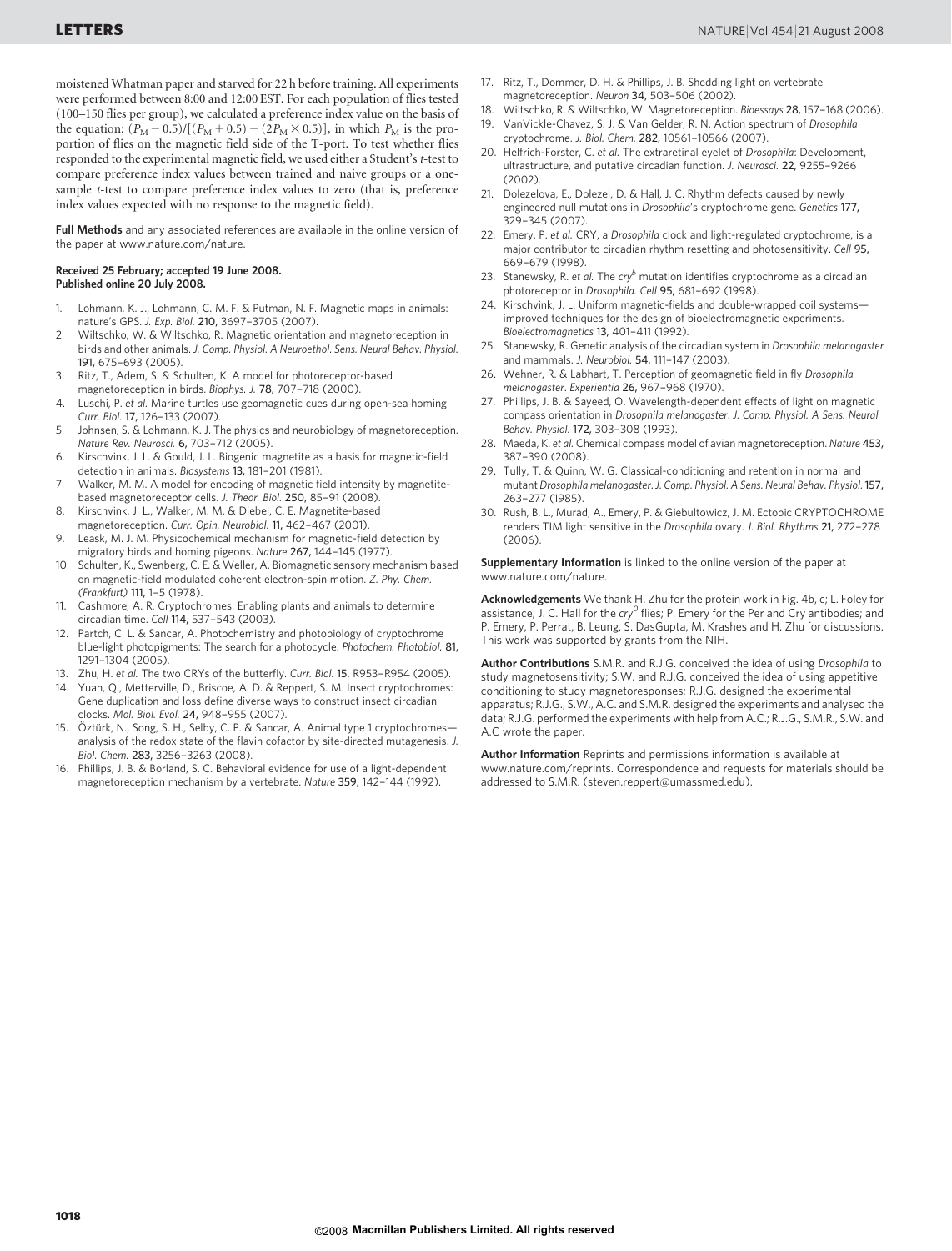moistened Whatman paper and starved for 22 h before training. All experiments were performed between 8:00 and 12:00 EST. For each population of flies tested (100–150 flies per group), we calculated a preference index value on the basis of the equation: $(P_M - 0.5)/[(P_M + 0.5) - (2P_M \times 0.5)]$, in which $P_M$ is the proportion of flies on the magnetic field side of the T-port. To test whether flies responded to the experimental magnetic field, we used either a Student's *t*-test to compare preference index values between trained and naive groups or a one-sample *t*-test to compare preference index values to zero (that is, preference index values expected with no response to the magnetic field).

**Full Methods** and any associated references are available in the online version of the paper at www.nature.com/nature.

**Received 25 February; accepted 19 June 2008.**
**Published online 20 July 2008.**

1. Lohmann, K. J., Lohmann, C. M. F. & Putman, N. F. Magnetic maps in animals: nature's GPS. *J. Exp. Biol.* **210**, 3697–3705 (2007).
2. Wiltschko, W. & Wiltschko, R. Magnetic orientation and magnetoreception in birds and other animals. *J. Comp. Physiol. A Neuroethol. Sens. Neural Behav. Physiol.* **191**, 675–693 (2005).
3. Ritz, T., Adem, S. & Schulten, K. A model for photoreceptor-based magnetoreception in birds. *Biophys. J.* **78**, 707–718 (2000).
4. Luschi, P. *et al.* Marine turtles use geomagnetic cues during open-sea homing. *Curr. Biol.* **17**, 126–133 (2007).
5. Johnsen, S. & Lohmann, K. J. The physics and neurobiology of magnetoreception. *Nature Rev. Neurosci.* **6**, 703–712 (2005).
6. Kirschvink, J. L. & Gould, J. L. Biogenic magnetite as a basis for magnetic-field detection in animals. *Biosystems* **13**, 181–201 (1981).
7. Walker, M. M. A model for encoding of magnetic field intensity by magnetite-based magnetoreceptor cells. *J. Theor. Biol.* **250**, 85–91 (2008).
8. Kirschvink, J. L., Walker, M. M. & Diebel, C. E. Magnetite-based magnetoreception. *Curr. Opin. Neurobiol.* **11**, 462–467 (2001).
9. Leask, M. J. M. Physicochemical mechanism for magnetic-field detection by migratory birds and homing pigeons. *Nature* **267**, 144–145 (1977).
10. Schulten, K., Swenberg, C. E. & Weller, A. Biomagnetic sensory mechanism based on magnetic-field modulated coherent electron-spin motion. *Z. Phy. Chem. (Frankfurt)* **111**, 1–5 (1978).
11. Cashmore, A. R. Cryptochromes: Enabling plants and animals to determine circadian time. *Cell* **114**, 537–543 (2003).
12. Partch, C. L. & Sancar, A. Photochemistry and photobiology of cryptochrome blue-light photopigments: The search for a photocycle. *Photochem. Photobiol.* **81**, 1291–1304 (2005).
13. Zhu, H. *et al.* The two CRYs of the butterfly. *Curr. Biol.* **15**, R953–R954 (2005).
14. Yuan, Q., Metterville, D., Briscoe, A. D. & Reppert, S. M. Insect cryptochromes: Gene duplication and loss define diverse ways to construct insect circadian clocks. *Mol. Biol. Evol.* **24**, 948–955 (2007).
15. Öztürk, N., Song, S. H., Selby, C. P. & Sancar, A. Animal type 1 cryptochromes—analysis of the redox state of the flavin cofactor by site-directed mutagenesis. *J. Biol. Chem.* **283**, 3256–3263 (2008).
16. Phillips, J. B. & Borland, S. C. Behavioral evidence for use of a light-dependent magnetoreception mechanism by a vertebrate. *Nature* **359**, 142–144 (1992).
17. Ritz, T., Dommer, D. H. & Phillips, J. B. Shedding light on vertebrate magnetoreception. *Neuron* **34**, 503–506 (2002).
18. Wiltschko, R. & Wiltschko, W. Magnetoreception. *Bioessays* **28**, 157–168 (2006).
19. VanVickle-Chavez, S. J. & Van Gelder, R. N. Action spectrum of *Drosophila* cryptochrome. *J. Biol. Chem.* **282**, 10561–10566 (2007).
20. Helfrich-Forster, C. *et al.* The extraretinal eyelet of *Drosophila*: Development, ultrastructure, and putative circadian function. *J. Neurosci.* **22**, 9255–9266 (2002).
21. Dolezelova, E., Dolezel, D. & Hall, J. C. Rhythm defects caused by newly engineered null mutations in *Drosophila*'s cryptochrome gene. *Genetics* **177**, 329–345 (2007).
22. Emery, P. *et al.* CRY, a *Drosophila* clock and light-regulated cryptochrome, is a major contributor to circadian rhythm resetting and photosensitivity. *Cell* **95**, 669–679 (1998).
23. Stanewsky, R. *et al.* The $cry^b$ mutation identifies cryptochrome as a circadian photoreceptor in *Drosophila*. *Cell* **95**, 681–692 (1998).
24. Kirschvink, J. L. Uniform magnetic-fields and double-wrapped coil systems—improved techniques for the design of bioelectromagnetic experiments. *Bioelectromagnetics* **13**, 401–411 (1992).
25. Stanewsky, R. Genetic analysis of the circadian system in *Drosophila melanogaster* and mammals. *J. Neurobiol.* **54**, 111–147 (2003).
26. Wehner, R. & Labhart, T. Perception of geomagnetic field in fly *Drosophila melanogaster*. *Experientia* **26**, 967–968 (1970).
27. Phillips, J. B. & Sayeed, O. Wavelength-dependent effects of light on magnetic compass orientation in *Drosophila melanogaster*. *J. Comp. Physiol. A Sens. Neural Behav. Physiol.* **172**, 303–308 (1993).
28. Maeda, K. *et al.* Chemical compass model of avian magnetoreception. *Nature* **453**, 387–390 (2008).
29. Tully, T. & Quinn, W. G. Classical-conditioning and retention in normal and mutant *Drosophila melanogaster*. *J. Comp. Physiol. A Sens. Neural Behav. Physiol.* **157**, 263–277 (1985).
30. Rush, B. L., Murad, A., Emery, P. & Giebultowicz, J. M. Ectopic CRYPTOCHROME renders TIM light sensitive in the *Drosophila* ovary. *J. Biol. Rhythms* **21**, 272–278 (2006).

**Supplementary Information** is linked to the online version of the paper at www.nature.com/nature.

**Acknowledgements** We thank H. Zhu for the protein work in Fig. 4b, c; L. Foley for assistance; J. C. Hall for the $cry^0$ flies; P. Emery for the Per and Cry antibodies; and P. Emery, P. Perrat, B. Leung, S. DasGupta, M. Krashes and H. Zhu for discussions. This work was supported by grants from the NIH.

**Author Contributions** S.M.R. and R.J.G. conceived the idea of using *Drosophila* to study magnetosensitivity; S.W. and R.J.G. conceived the idea of using appetitive conditioning to study magnetoresponses; R.J.G. designed the experimental apparatus; R.J.G., S.W., A.C. and S.M.R. designed the experiments and analysed the data; R.J.G. performed the experiments with help from A.C.; R.J.G., S.M.R., S.W. and A.C wrote the paper.

**Author Information** Reprints and permissions information is available at www.nature.com/reprints. Correspondence and requests for materials should be addressed to S.M.R. (steven.reppert@umassmed.edu).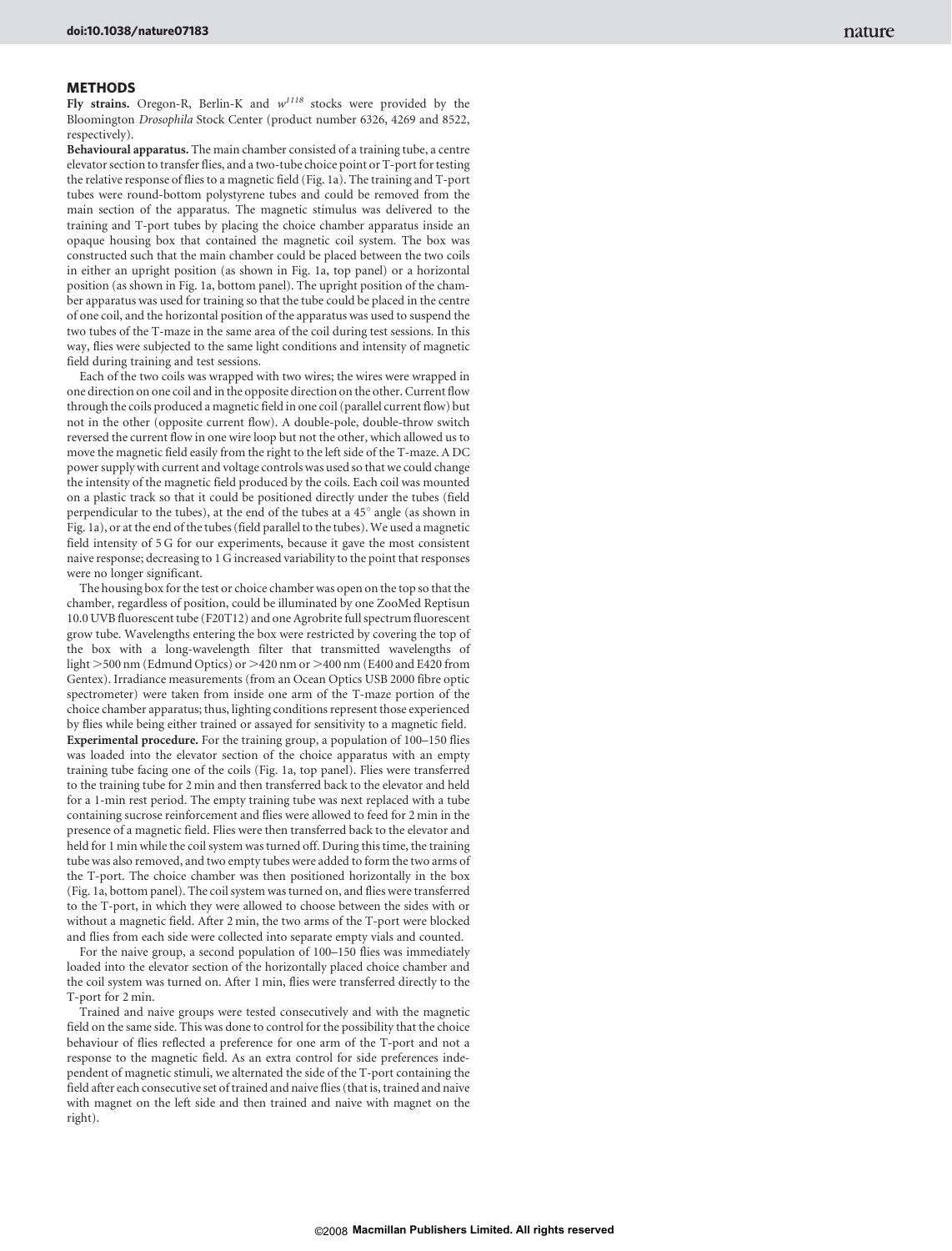## METHODS

**Fly strains.** Oregon-R, Berlin-K and $w^{1118}$ stocks were provided by the Bloomington *Drosophila* Stock Center (product number 6326, 4269 and 8522, respectively).

**Behavioural apparatus.** The main chamber consisted of a training tube, a centre elevator section to transfer flies, and a two-tube choice point or T-port for testing the relative response of flies to a magnetic field (Fig. 1a). The training and T-port tubes were round-bottom polystyrene tubes and could be removed from the main section of the apparatus. The magnetic stimulus was delivered to the training and T-port tubes by placing the choice chamber apparatus inside an opaque housing box that contained the magnetic coil system. The box was constructed such that the main chamber could be placed between the two coils in either an upright position (as shown in Fig. 1a, top panel) or a horizontal position (as shown in Fig. 1a, bottom panel). The upright position of the chamber apparatus was used for training so that the tube could be placed in the centre of one coil, and the horizontal position of the apparatus was used to suspend the two tubes of the T-maze in the same area of the coil during test sessions. In this way, flies were subjected to the same light conditions and intensity of magnetic field during training and test sessions.

Each of the two coils was wrapped with two wires; the wires were wrapped in one direction on one coil and in the opposite direction on the other. Current flow through the coils produced a magnetic field in one coil (parallel current flow) but not in the other (opposite current flow). A double-pole, double-throw switch reversed the current flow in one wire loop but not the other, which allowed us to move the magnetic field easily from the right to the left side of the T-maze. A DC power supply with current and voltage controls was used so that we could change the intensity of the magnetic field produced by the coils. Each coil was mounted on a plastic track so that it could be positioned directly under the tubes (field perpendicular to the tubes), at the end of the tubes at a 45° angle (as shown in Fig. 1a), or at the end of the tubes (field parallel to the tubes). We used a magnetic field intensity of 5 G for our experiments, because it gave the most consistent naive response; decreasing to 1 G increased variability to the point that responses were no longer significant.

The housing box for the test or choice chamber was open on the top so that the chamber, regardless of position, could be illuminated by one ZooMed Reptisun 10.0 UVB fluorescent tube (F20T12) and one Agrobrite full spectrum fluorescent grow tube. Wavelengths entering the box were restricted by covering the top of the box with a long-wavelength filter that transmitted wavelengths of light >500 nm (Edmund Optics) or >420 nm or >400 nm (E400 and E420 from Gentex). Irradiance measurements (from an Ocean Optics USB 2000 fibre optic spectrometer) were taken from inside one arm of the T-maze portion of the choice chamber apparatus; thus, lighting conditions represent those experienced by flies while being either trained or assayed for sensitivity to a magnetic field.

**Experimental procedure.** For the training group, a population of 100–150 flies was loaded into the elevator section of the choice apparatus with an empty training tube facing one of the coils (Fig. 1a, top panel). Flies were transferred to the training tube for 2 min and then transferred back to the elevator and held for a 1-min rest period. The empty training tube was next replaced with a tube containing sucrose reinforcement and flies were allowed to feed for 2 min in the presence of a magnetic field. Flies were then transferred back to the elevator and held for 1 min while the coil system was turned off. During this time, the training tube was also removed, and two empty tubes were added to form the two arms of the T-port. The choice chamber was then positioned horizontally in the box (Fig. 1a, bottom panel). The coil system was turned on, and flies were transferred to the T-port, in which they were allowed to choose between the sides with or without a magnetic field. After 2 min, the two arms of the T-port were blocked and flies from each side were collected into separate empty vials and counted.

For the naive group, a second population of 100–150 flies was immediately loaded into the elevator section of the horizontally placed choice chamber and the coil system was turned on. After 1 min, flies were transferred directly to the T-port for 2 min.

Trained and naive groups were tested consecutively and with the magnetic field on the same side. This was done to control for the possibility that the choice behaviour of flies reflected a preference for one arm of the T-port and not a response to the magnetic field. As an extra control for side preferences independent of magnetic stimuli, we alternated the side of the T-port containing the field after each consecutive set of trained and naive flies (that is, trained and naive with magnet on the left side and then trained and naive with magnet on the right).